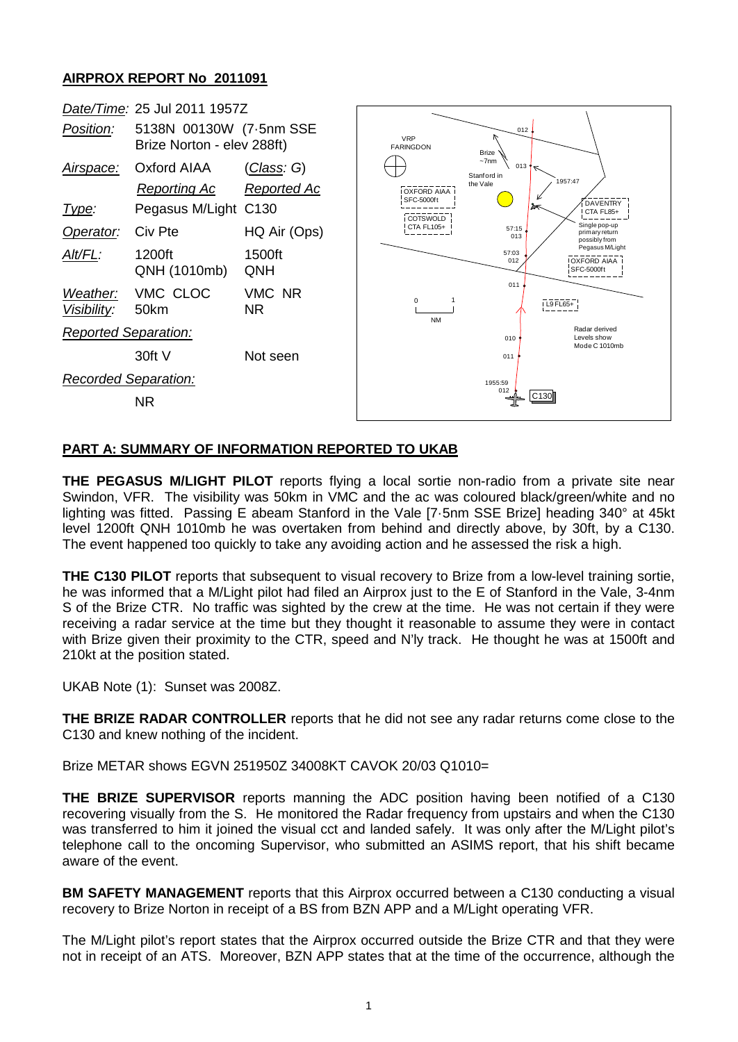## AIRPROX REPORT No 2011091

| | | |
|---|---|---|
| *Date/Time:* | 25 Jul 2011 1957Z | |
| *Position:* | 5138N 00130W (7·5nm SSE Brize Norton - elev 288ft) | |
| *Airspace:* | Oxford AIAA | (*Class: G*) |
| | *Reporting Ac* | *Reported Ac* |
| *Type:* | Pegasus M/Light | C130 |
| *Operator:* | Civ Pte | HQ Air (Ops) |
| *Alt/FL:* | 1200ft QNH (1010mb) | 1500ft QNH |
| *Weather:* | VMC CLOC | VMC NR |
| *Visibility:* | 50km | NR |
| *Reported Separation:* | | |
| | 30ft V | Not seen |
| *Recorded Separation:* | | |
| | NR | |

## PART A: SUMMARY OF INFORMATION REPORTED TO UKAB

**THE PEGASUS M/LIGHT PILOT** reports flying a local sortie non-radio from a private site near Swindon, VFR. The visibility was 50km in VMC and the ac was coloured black/green/white and no lighting was fitted. Passing E abeam Stanford in the Vale [7·5nm SSE Brize] heading 340° at 45kt level 1200ft QNH 1010mb he was overtaken from behind and directly above, by 30ft, by a C130. The event happened too quickly to take any avoiding action and he assessed the risk a high.

**THE C130 PILOT** reports that subsequent to visual recovery to Brize from a low-level training sortie, he was informed that a M/Light pilot had filed an Airprox just to the E of Stanford in the Vale, 3-4nm S of the Brize CTR. No traffic was sighted by the crew at the time. He was not certain if they were receiving a radar service at the time but they thought it reasonable to assume they were in contact with Brize given their proximity to the CTR, speed and N'ly track. He thought he was at 1500ft and 210kt at the position stated.

UKAB Note (1): Sunset was 2008Z.

**THE BRIZE RADAR CONTROLLER** reports that he did not see any radar returns come close to the C130 and knew nothing of the incident.

Brize METAR shows EGVN 251950Z 34008KT CAVOK 20/03 Q1010=

**THE BRIZE SUPERVISOR** reports manning the ADC position having been notified of a C130 recovering visually from the S. He monitored the Radar frequency from upstairs and when the C130 was transferred to him it joined the visual cct and landed safely. It was only after the M/Light pilot's telephone call to the oncoming Supervisor, who submitted an ASIMS report, that his shift became aware of the event.

**BM SAFETY MANAGEMENT** reports that this Airprox occurred between a C130 conducting a visual recovery to Brize Norton in receipt of a BS from BZN APP and a M/Light operating VFR.

The M/Light pilot's report states that the Airprox occurred outside the Brize CTR and that they were not in receipt of an ATS. Moreover, BZN APP states that at the time of the occurrence, although the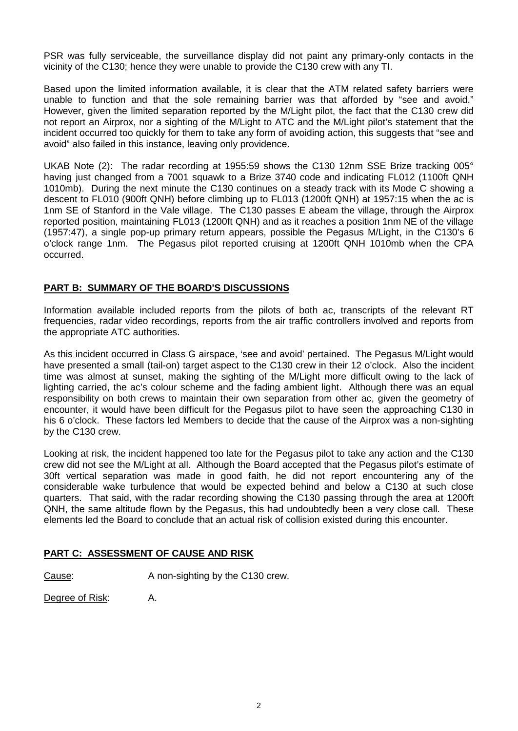PSR was fully serviceable, the surveillance display did not paint any primary-only contacts in the vicinity of the C130; hence they were unable to provide the C130 crew with any TI.

Based upon the limited information available, it is clear that the ATM related safety barriers were unable to function and that the sole remaining barrier was that afforded by "see and avoid." However, given the limited separation reported by the M/Light pilot, the fact that the C130 crew did not report an Airprox, nor a sighting of the M/Light to ATC and the M/Light pilot's statement that the incident occurred too quickly for them to take any form of avoiding action, this suggests that "see and avoid" also failed in this instance, leaving only providence.

UKAB Note (2): The radar recording at 1955:59 shows the C130 12nm SSE Brize tracking 005° having just changed from a 7001 squawk to a Brize 3740 code and indicating FL012 (1100ft QNH 1010mb). During the next minute the C130 continues on a steady track with its Mode C showing a descent to FL010 (900ft QNH) before climbing up to FL013 (1200ft QNH) at 1957:15 when the ac is 1nm SE of Stanford in the Vale village. The C130 passes E abeam the village, through the Airprox reported position, maintaining FL013 (1200ft QNH) and as it reaches a position 1nm NE of the village (1957:47), a single pop-up primary return appears, possible the Pegasus M/Light, in the C130's 6 o'clock range 1nm. The Pegasus pilot reported cruising at 1200ft QNH 1010mb when the CPA occurred.

## PART B: SUMMARY OF THE BOARD'S DISCUSSIONS

Information available included reports from the pilots of both ac, transcripts of the relevant RT frequencies, radar video recordings, reports from the air traffic controllers involved and reports from the appropriate ATC authorities.

As this incident occurred in Class G airspace, 'see and avoid' pertained. The Pegasus M/Light would have presented a small (tail-on) target aspect to the C130 crew in their 12 o'clock. Also the incident time was almost at sunset, making the sighting of the M/Light more difficult owing to the lack of lighting carried, the ac's colour scheme and the fading ambient light. Although there was an equal responsibility on both crews to maintain their own separation from other ac, given the geometry of encounter, it would have been difficult for the Pegasus pilot to have seen the approaching C130 in his 6 o'clock. These factors led Members to decide that the cause of the Airprox was a non-sighting by the C130 crew.

Looking at risk, the incident happened too late for the Pegasus pilot to take any action and the C130 crew did not see the M/Light at all. Although the Board accepted that the Pegasus pilot's estimate of 30ft vertical separation was made in good faith, he did not report encountering any of the considerable wake turbulence that would be expected behind and below a C130 at such close quarters. That said, with the radar recording showing the C130 passing through the area at 1200ft QNH, the same altitude flown by the Pegasus, this had undoubtedly been a very close call. These elements led the Board to conclude that an actual risk of collision existed during this encounter.

## PART C: ASSESSMENT OF CAUSE AND RISK

Cause: A non-sighting by the C130 crew.

Degree of Risk: A.